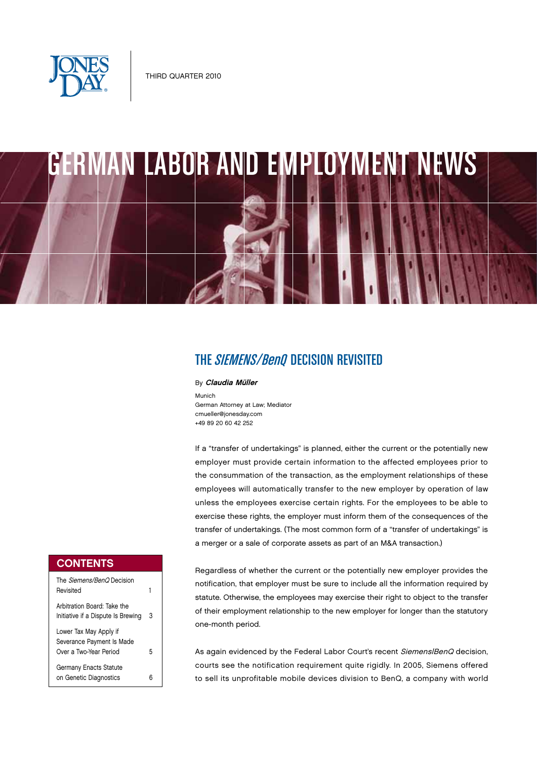THIRD QUARTER 2010

# GERMAN LABOR AND EMPLOYMENT NEWS

## THE *SIEMENS/BenQ* DECISION REVISITED

By ***Claudia Müller***

Munich
German Attorney at Law; Mediator
cmueller@jonesday.com
+49 89 20 60 42 252

If a "transfer of undertakings" is planned, either the current or the potentially new employer must provide certain information to the affected employees prior to the consummation of the transaction, as the employment relationships of these employees will automatically transfer to the new employer by operation of law unless the employees exercise certain rights. For the employees to be able to exercise these rights, the employer must inform them of the consequences of the transfer of undertakings. (The most common form of a "transfer of undertakings" is a merger or a sale of corporate assets as part of an M&A transaction.)

Regardless of whether the current or the potentially new employer provides the notification, that employer must be sure to include all the information required by statute. Otherwise, the employees may exercise their right to object to the transfer of their employment relationship to the new employer for longer than the statutory one-month period.

As again evidenced by the Federal Labor Court's recent *Siemens/BenQ* decision, courts see the notification requirement quite rigidly. In 2005, Siemens offered to sell its unprofitable mobile devices division to BenQ, a company with world

**CONTENTS**

| | |
|---|---|
| The *Siemens/BenQ* Decision Revisited | 1 |
| Arbitration Board: Take the Initiative if a Dispute Is Brewing | 3 |
| Lower Tax May Apply if Severance Payment Is Made Over a Two-Year Period | 5 |
| Germany Enacts Statute on Genetic Diagnostics | 6 |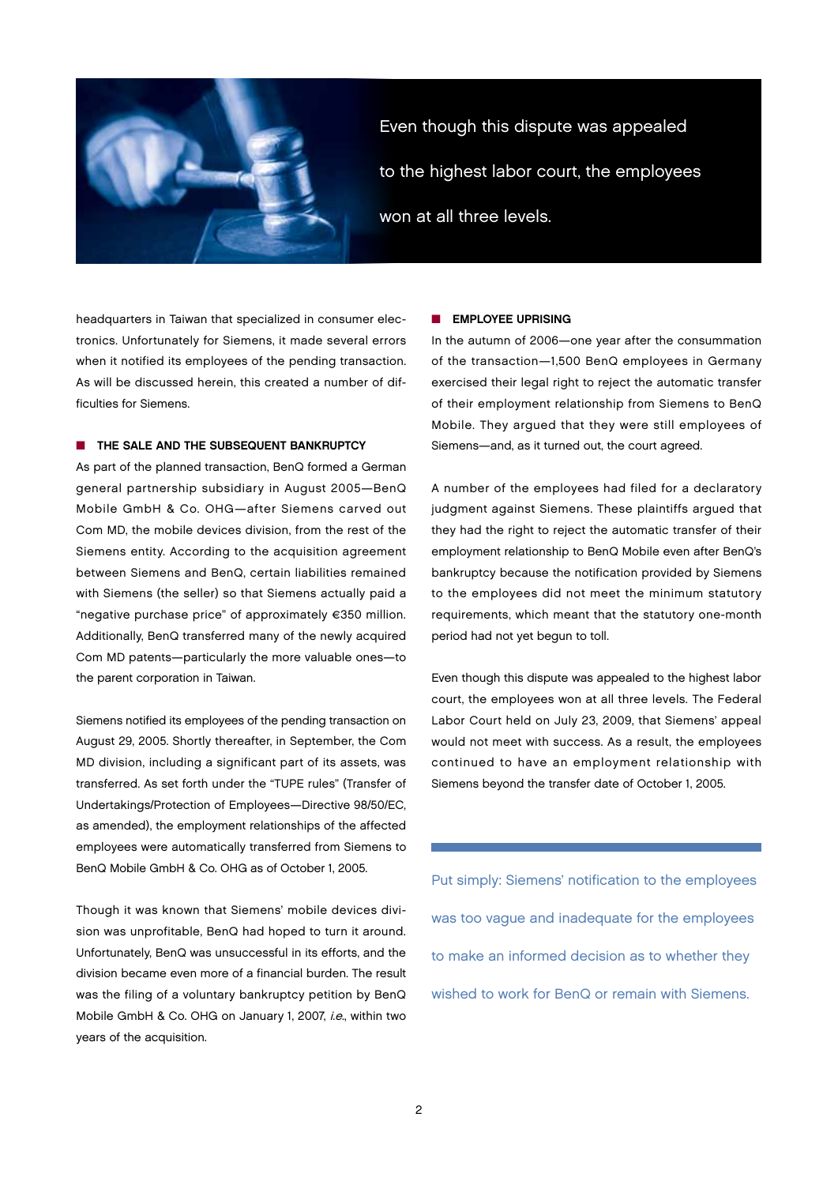Even though this dispute was appealed to the highest labor court, the employees won at all three levels.

headquarters in Taiwan that specialized in consumer electronics. Unfortunately for Siemens, it made several errors when it notified its employees of the pending transaction. As will be discussed herein, this created a number of difficulties for Siemens.

## THE SALE AND THE SUBSEQUENT BANKRUPTCY

As part of the planned transaction, BenQ formed a German general partnership subsidiary in August 2005—BenQ Mobile GmbH & Co. OHG—after Siemens carved out Com MD, the mobile devices division, from the rest of the Siemens entity. According to the acquisition agreement between Siemens and BenQ, certain liabilities remained with Siemens (the seller) so that Siemens actually paid a "negative purchase price" of approximately €350 million. Additionally, BenQ transferred many of the newly acquired Com MD patents—particularly the more valuable ones—to the parent corporation in Taiwan.

Siemens notified its employees of the pending transaction on August 29, 2005. Shortly thereafter, in September, the Com MD division, including a significant part of its assets, was transferred. As set forth under the "TUPE rules" (Transfer of Undertakings/Protection of Employees—Directive 98/50/EC, as amended), the employment relationships of the affected employees were automatically transferred from Siemens to BenQ Mobile GmbH & Co. OHG as of October 1, 2005.

Though it was known that Siemens' mobile devices division was unprofitable, BenQ had hoped to turn it around. Unfortunately, BenQ was unsuccessful in its efforts, and the division became even more of a financial burden. The result was the filing of a voluntary bankruptcy petition by BenQ Mobile GmbH & Co. OHG on January 1, 2007, *i.e.*, within two years of the acquisition.

## EMPLOYEE UPRISING

In the autumn of 2006—one year after the consummation of the transaction—1,500 BenQ employees in Germany exercised their legal right to reject the automatic transfer of their employment relationship from Siemens to BenQ Mobile. They argued that they were still employees of Siemens—and, as it turned out, the court agreed.

A number of the employees had filed for a declaratory judgment against Siemens. These plaintiffs argued that they had the right to reject the automatic transfer of their employment relationship to BenQ Mobile even after BenQ's bankruptcy because the notification provided by Siemens to the employees did not meet the minimum statutory requirements, which meant that the statutory one-month period had not yet begun to toll.

Even though this dispute was appealed to the highest labor court, the employees won at all three levels. The Federal Labor Court held on July 23, 2009, that Siemens' appeal would not meet with success. As a result, the employees continued to have an employment relationship with Siemens beyond the transfer date of October 1, 2005.

Put simply: Siemens' notification to the employees was too vague and inadequate for the employees to make an informed decision as to whether they wished to work for BenQ or remain with Siemens.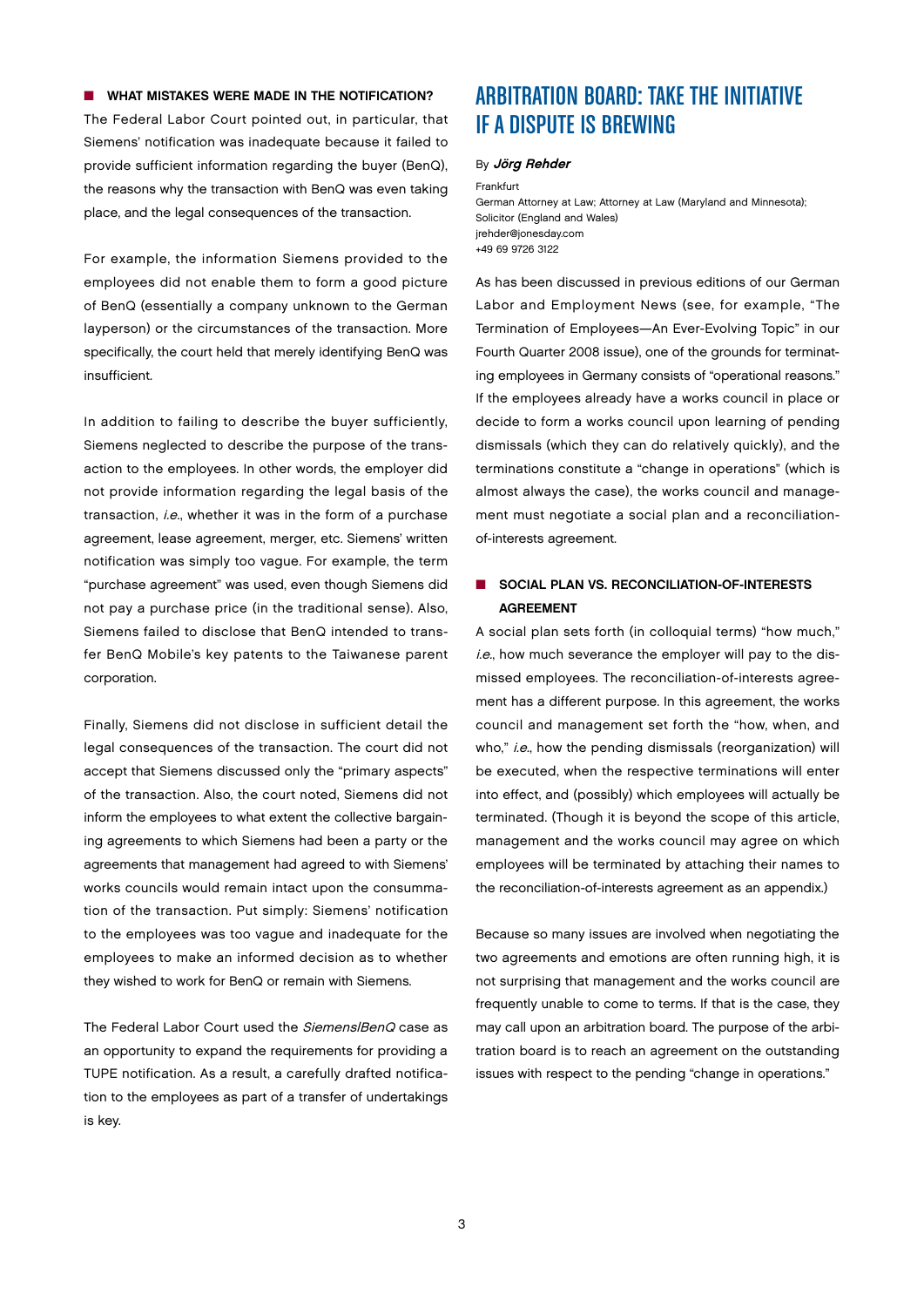### WHAT MISTAKES WERE MADE IN THE NOTIFICATION?

The Federal Labor Court pointed out, in particular, that Siemens' notification was inadequate because it failed to provide sufficient information regarding the buyer (BenQ), the reasons why the transaction with BenQ was even taking place, and the legal consequences of the transaction.

For example, the information Siemens provided to the employees did not enable them to form a good picture of BenQ (essentially a company unknown to the German layperson) or the circumstances of the transaction. More specifically, the court held that merely identifying BenQ was insufficient.

In addition to failing to describe the buyer sufficiently, Siemens neglected to describe the purpose of the transaction to the employees. In other words, the employer did not provide information regarding the legal basis of the transaction, *i.e.*, whether it was in the form of a purchase agreement, lease agreement, merger, etc. Siemens' written notification was simply too vague. For example, the term "purchase agreement" was used, even though Siemens did not pay a purchase price (in the traditional sense). Also, Siemens failed to disclose that BenQ intended to transfer BenQ Mobile's key patents to the Taiwanese parent corporation.

Finally, Siemens did not disclose in sufficient detail the legal consequences of the transaction. The court did not accept that Siemens discussed only the "primary aspects" of the transaction. Also, the court noted, Siemens did not inform the employees to what extent the collective bargaining agreements to which Siemens had been a party or the agreements that management had agreed to with Siemens' works councils would remain intact upon the consummation of the transaction. Put simply: Siemens' notification to the employees was too vague and inadequate for the employees to make an informed decision as to whether they wished to work for BenQ or remain with Siemens.

The Federal Labor Court used the *Siemens/BenQ* case as an opportunity to expand the requirements for providing a TUPE notification. As a result, a carefully drafted notification to the employees as part of a transfer of undertakings is key.

## ARBITRATION BOARD: TAKE THE INITIATIVE IF A DISPUTE IS BREWING

By ***Jörg Rehder***

Frankfurt
German Attorney at Law; Attorney at Law (Maryland and Minnesota); Solicitor (England and Wales)
jrehder@jonesday.com
+49 69 9726 3122

As has been discussed in previous editions of our German Labor and Employment News (see, for example, "The Termination of Employees—An Ever-Evolving Topic" in our Fourth Quarter 2008 issue), one of the grounds for terminating employees in Germany consists of "operational reasons." If the employees already have a works council in place or decide to form a works council upon learning of pending dismissals (which they can do relatively quickly), and the terminations constitute a "change in operations" (which is almost always the case), the works council and management must negotiate a social plan and a reconciliation-of-interests agreement.

### SOCIAL PLAN VS. RECONCILIATION-OF-INTERESTS AGREEMENT

A social plan sets forth (in colloquial terms) "how much," *i.e.*, how much severance the employer will pay to the dismissed employees. The reconciliation-of-interests agreement has a different purpose. In this agreement, the works council and management set forth the "how, when, and who," *i.e.*, how the pending dismissals (reorganization) will be executed, when the respective terminations will enter into effect, and (possibly) which employees will actually be terminated. (Though it is beyond the scope of this article, management and the works council may agree on which employees will be terminated by attaching their names to the reconciliation-of-interests agreement as an appendix.)

Because so many issues are involved when negotiating the two agreements and emotions are often running high, it is not surprising that management and the works council are frequently unable to come to terms. If that is the case, they may call upon an arbitration board. The purpose of the arbitration board is to reach an agreement on the outstanding issues with respect to the pending "change in operations."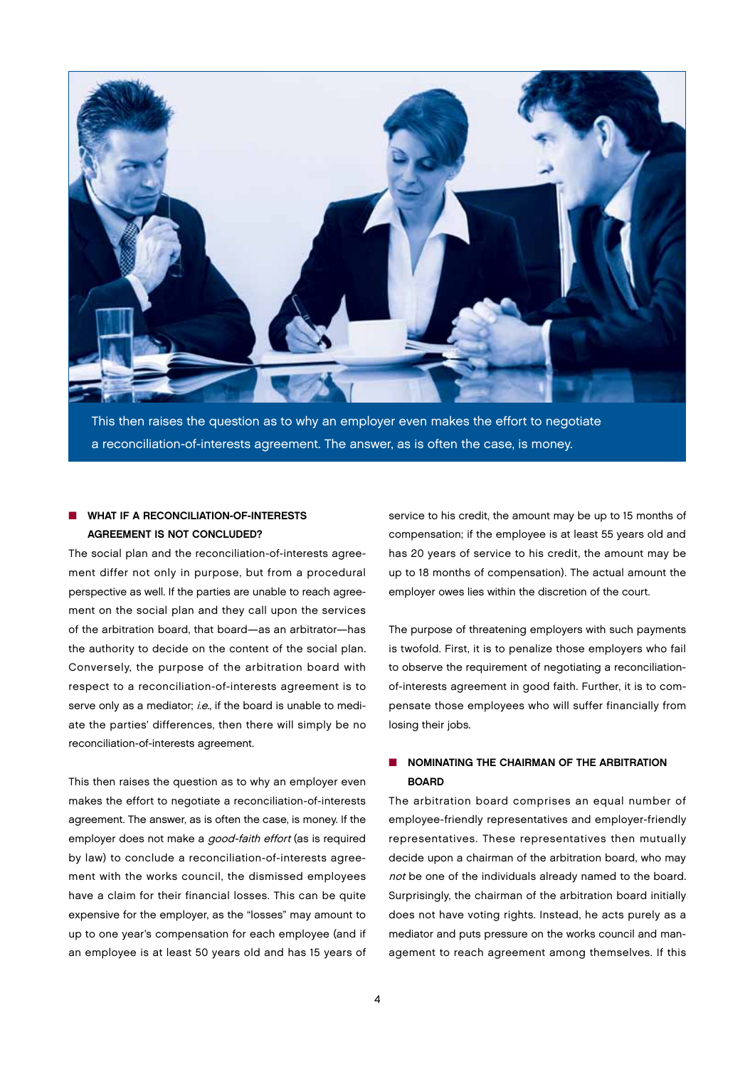This then raises the question as to why an employer even makes the effort to negotiate a reconciliation-of-interests agreement. The answer, as is often the case, is money.

## WHAT IF A RECONCILIATION-OF-INTERESTS AGREEMENT IS NOT CONCLUDED?

The social plan and the reconciliation-of-interests agreement differ not only in purpose, but from a procedural perspective as well. If the parties are unable to reach agreement on the social plan and they call upon the services of the arbitration board, that board—as an arbitrator—has the authority to decide on the content of the social plan. Conversely, the purpose of the arbitration board with respect to a reconciliation-of-interests agreement is to serve only as a mediator; *i.e.*, if the board is unable to mediate the parties' differences, then there will simply be no reconciliation-of-interests agreement.

This then raises the question as to why an employer even makes the effort to negotiate a reconciliation-of-interests agreement. The answer, as is often the case, is money. If the employer does not make a *good-faith effort* (as is required by law) to conclude a reconciliation-of-interests agreement with the works council, the dismissed employees have a claim for their financial losses. This can be quite expensive for the employer, as the "losses" may amount to up to one year's compensation for each employee (and if an employee is at least 50 years old and has 15 years of service to his credit, the amount may be up to 15 months of compensation; if the employee is at least 55 years old and has 20 years of service to his credit, the amount may be up to 18 months of compensation). The actual amount the employer owes lies within the discretion of the court.

The purpose of threatening employers with such payments is twofold. First, it is to penalize those employers who fail to observe the requirement of negotiating a reconciliation-of-interests agreement in good faith. Further, it is to compensate those employees who will suffer financially from losing their jobs.

## NOMINATING THE CHAIRMAN OF THE ARBITRATION BOARD

The arbitration board comprises an equal number of employee-friendly representatives and employer-friendly representatives. These representatives then mutually decide upon a chairman of the arbitration board, who may *not* be one of the individuals already named to the board. Surprisingly, the chairman of the arbitration board initially does not have voting rights. Instead, he acts purely as a mediator and puts pressure on the works council and management to reach agreement among themselves. If this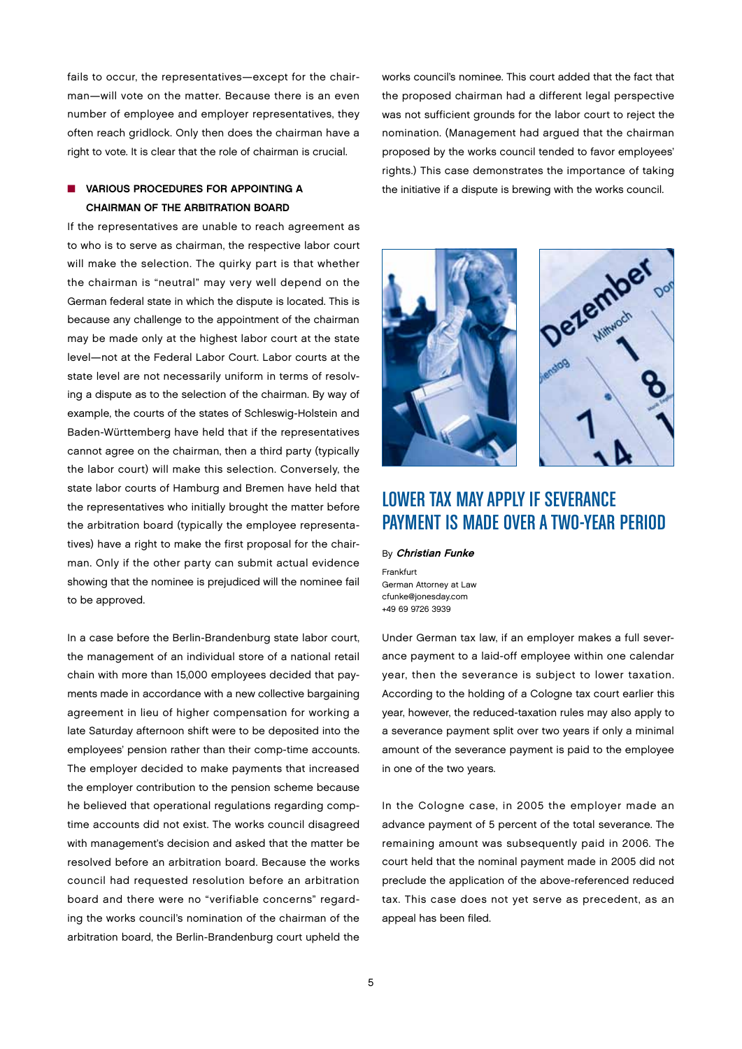fails to occur, the representatives—except for the chairman—will vote on the matter. Because there is an even number of employee and employer representatives, they often reach gridlock. Only then does the chairman have a right to vote. It is clear that the role of chairman is crucial.

### VARIOUS PROCEDURES FOR APPOINTING A CHAIRMAN OF THE ARBITRATION BOARD

If the representatives are unable to reach agreement as to who is to serve as chairman, the respective labor court will make the selection. The quirky part is that whether the chairman is "neutral" may very well depend on the German federal state in which the dispute is located. This is because any challenge to the appointment of the chairman may be made only at the highest labor court at the state level—not at the Federal Labor Court. Labor courts at the state level are not necessarily uniform in terms of resolving a dispute as to the selection of the chairman. By way of example, the courts of the states of Schleswig-Holstein and Baden-Württemberg have held that if the representatives cannot agree on the chairman, then a third party (typically the labor court) will make this selection. Conversely, the state labor courts of Hamburg and Bremen have held that the representatives who initially brought the matter before the arbitration board (typically the employee representatives) have a right to make the first proposal for the chairman. Only if the other party can submit actual evidence showing that the nominee is prejudiced will the nominee fail to be approved.

In a case before the Berlin-Brandenburg state labor court, the management of an individual store of a national retail chain with more than 15,000 employees decided that payments made in accordance with a new collective bargaining agreement in lieu of higher compensation for working a late Saturday afternoon shift were to be deposited into the employees' pension rather than their comp-time accounts. The employer decided to make payments that increased the employer contribution to the pension scheme because he believed that operational regulations regarding comp-time accounts did not exist. The works council disagreed with management's decision and asked that the matter be resolved before an arbitration board. Because the works council had requested resolution before an arbitration board and there were no "verifiable concerns" regarding the works council's nomination of the chairman of the arbitration board, the Berlin-Brandenburg court upheld the works council's nominee. This court added that the fact that the proposed chairman had a different legal perspective was not sufficient grounds for the labor court to reject the nomination. (Management had argued that the chairman proposed by the works council tended to favor employees' rights.) This case demonstrates the importance of taking the initiative if a dispute is brewing with the works council.

## LOWER TAX MAY APPLY IF SEVERANCE PAYMENT IS MADE OVER A TWO-YEAR PERIOD

By ***Christian Funke***

Frankfurt
German Attorney at Law
cfunke@jonesday.com
+49 69 9726 3939

Under German tax law, if an employer makes a full severance payment to a laid-off employee within one calendar year, then the severance is subject to lower taxation. According to the holding of a Cologne tax court earlier this year, however, the reduced-taxation rules may also apply to a severance payment split over two years if only a minimal amount of the severance payment is paid to the employee in one of the two years.

In the Cologne case, in 2005 the employer made an advance payment of 5 percent of the total severance. The remaining amount was subsequently paid in 2006. The court held that the nominal payment made in 2005 did not preclude the application of the above-referenced reduced tax. This case does not yet serve as precedent, as an appeal has been filed.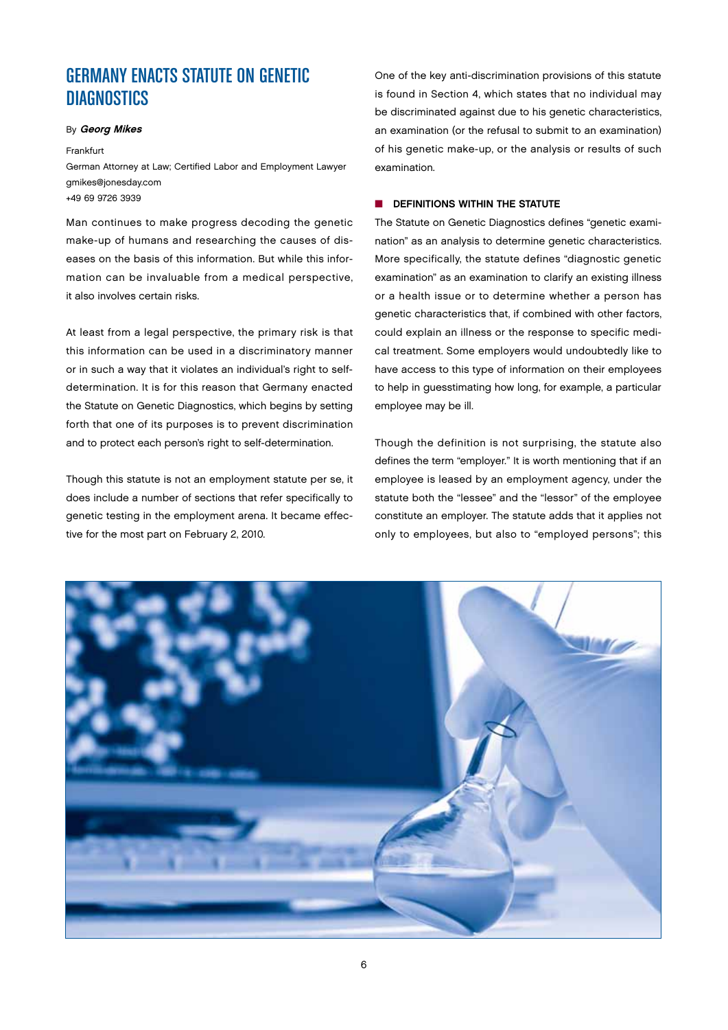# GERMANY ENACTS STATUTE ON GENETIC DIAGNOSTICS

By ***Georg Mikes***

Frankfurt
German Attorney at Law; Certified Labor and Employment Lawyer
gmikes@jonesday.com
+49 69 9726 3939

Man continues to make progress decoding the genetic make-up of humans and researching the causes of diseases on the basis of this information. But while this information can be invaluable from a medical perspective, it also involves certain risks.

At least from a legal perspective, the primary risk is that this information can be used in a discriminatory manner or in such a way that it violates an individual's right to self-determination. It is for this reason that Germany enacted the Statute on Genetic Diagnostics, which begins by setting forth that one of its purposes is to prevent discrimination and to protect each person's right to self-determination.

Though this statute is not an employment statute per se, it does include a number of sections that refer specifically to genetic testing in the employment arena. It became effective for the most part on February 2, 2010.

One of the key anti-discrimination provisions of this statute is found in Section 4, which states that no individual may be discriminated against due to his genetic characteristics, an examination (or the refusal to submit to an examination) of his genetic make-up, or the analysis or results of such examination.

## DEFINITIONS WITHIN THE STATUTE

The Statute on Genetic Diagnostics defines "genetic examination" as an analysis to determine genetic characteristics. More specifically, the statute defines "diagnostic genetic examination" as an examination to clarify an existing illness or a health issue or to determine whether a person has genetic characteristics that, if combined with other factors, could explain an illness or the response to specific medical treatment. Some employers would undoubtedly like to have access to this type of information on their employees to help in guesstimating how long, for example, a particular employee may be ill.

Though the definition is not surprising, the statute also defines the term "employer." It is worth mentioning that if an employee is leased by an employment agency, under the statute both the "lessee" and the "lessor" of the employee constitute an employer. The statute adds that it applies not only to employees, but also to "employed persons"; this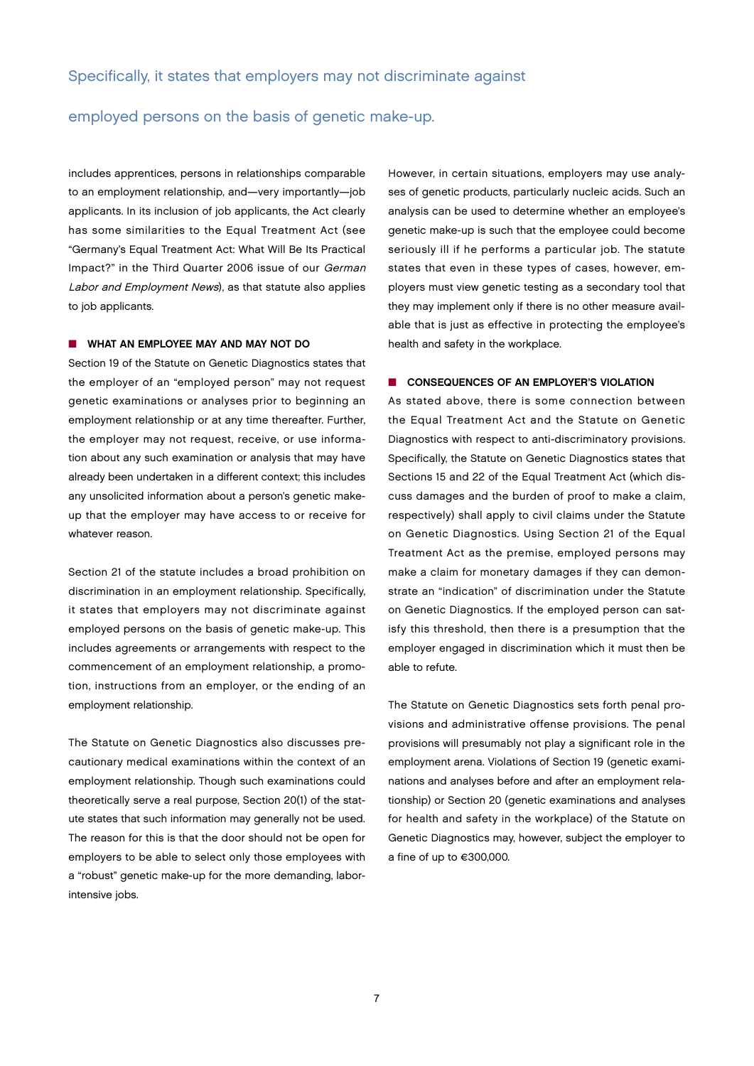> Specifically, it states that employers may not discriminate against employed persons on the basis of genetic make-up.

includes apprentices, persons in relationships comparable to an employment relationship, and—very importantly—job applicants. In its inclusion of job applicants, the Act clearly has some similarities to the Equal Treatment Act (see "Germany's Equal Treatment Act: What Will Be Its Practical Impact?" in the Third Quarter 2006 issue of our *German Labor and Employment News*), as that statute also applies to job applicants.

## WHAT AN EMPLOYEE MAY AND MAY NOT DO

Section 19 of the Statute on Genetic Diagnostics states that the employer of an "employed person" may not request genetic examinations or analyses prior to beginning an employment relationship or at any time thereafter. Further, the employer may not request, receive, or use information about any such examination or analysis that may have already been undertaken in a different context; this includes any unsolicited information about a person's genetic make-up that the employer may have access to or receive for whatever reason.

Section 21 of the statute includes a broad prohibition on discrimination in an employment relationship. Specifically, it states that employers may not discriminate against employed persons on the basis of genetic make-up. This includes agreements or arrangements with respect to the commencement of an employment relationship, a promotion, instructions from an employer, or the ending of an employment relationship.

The Statute on Genetic Diagnostics also discusses precautionary medical examinations within the context of an employment relationship. Though such examinations could theoretically serve a real purpose, Section 20(1) of the statute states that such information may generally not be used. The reason for this is that the door should not be open for employers to be able to select only those employees with a "robust" genetic make-up for the more demanding, labor-intensive jobs.

However, in certain situations, employers may use analyses of genetic products, particularly nucleic acids. Such an analysis can be used to determine whether an employee's genetic make-up is such that the employee could become seriously ill if he performs a particular job. The statute states that even in these types of cases, however, employers must view genetic testing as a secondary tool that they may implement only if there is no other measure available that is just as effective in protecting the employee's health and safety in the workplace.

## CONSEQUENCES OF AN EMPLOYER'S VIOLATION

As stated above, there is some connection between the Equal Treatment Act and the Statute on Genetic Diagnostics with respect to anti-discriminatory provisions. Specifically, the Statute on Genetic Diagnostics states that Sections 15 and 22 of the Equal Treatment Act (which discuss damages and the burden of proof to make a claim, respectively) shall apply to civil claims under the Statute on Genetic Diagnostics. Using Section 21 of the Equal Treatment Act as the premise, employed persons may make a claim for monetary damages if they can demonstrate an "indication" of discrimination under the Statute on Genetic Diagnostics. If the employed person can satisfy this threshold, then there is a presumption that the employer engaged in discrimination which it must then be able to refute.

The Statute on Genetic Diagnostics sets forth penal provisions and administrative offense provisions. The penal provisions will presumably not play a significant role in the employment arena. Violations of Section 19 (genetic examinations and analyses before and after an employment relationship) or Section 20 (genetic examinations and analyses for health and safety in the workplace) of the Statute on Genetic Diagnostics may, however, subject the employer to a fine of up to €300,000.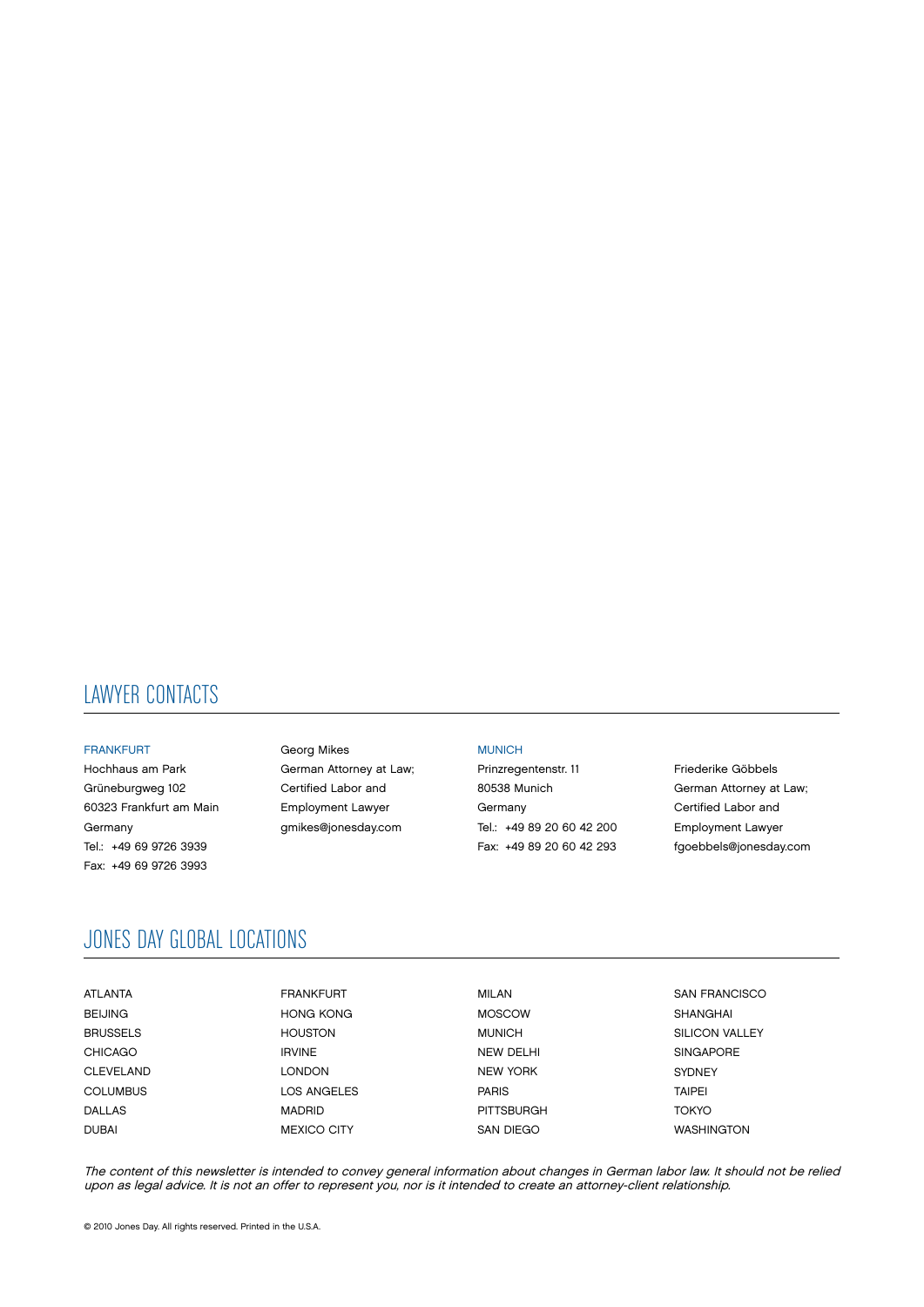## LAWYER CONTACTS

FRANKFURT
Hochhaus am Park
Grüneburgweg 102
60323 Frankfurt am Main
Germany
Tel.: +49 69 9726 3939
Fax: +49 69 9726 3993

Georg Mikes
German Attorney at Law;
Certified Labor and
Employment Lawyer
gmikes@jonesday.com

MUNICH
Prinzregentenstr. 11
80538 Munich
Germany
Tel.: +49 89 20 60 42 200
Fax: +49 89 20 60 42 293

Friederike Göbbels
German Attorney at Law;
Certified Labor and
Employment Lawyer
fgoebbels@jonesday.com

## JONES DAY GLOBAL LOCATIONS

ATLANTA
BEIJING
BRUSSELS
CHICAGO
CLEVELAND
COLUMBUS
DALLAS
DUBAI
FRANKFURT
HONG KONG
HOUSTON
IRVINE
LONDON
LOS ANGELES
MADRID
MEXICO CITY
MILAN
MOSCOW
MUNICH
NEW DELHI
NEW YORK
PARIS
PITTSBURGH
SAN DIEGO
SAN FRANCISCO
SHANGHAI
SILICON VALLEY
SINGAPORE
SYDNEY
TAIPEI
TOKYO
WASHINGTON

*The content of this newsletter is intended to convey general information about changes in German labor law. It should not be relied upon as legal advice. It is not an offer to represent you, nor is it intended to create an attorney-client relationship.*

© 2010 Jones Day. All rights reserved. Printed in the U.S.A.